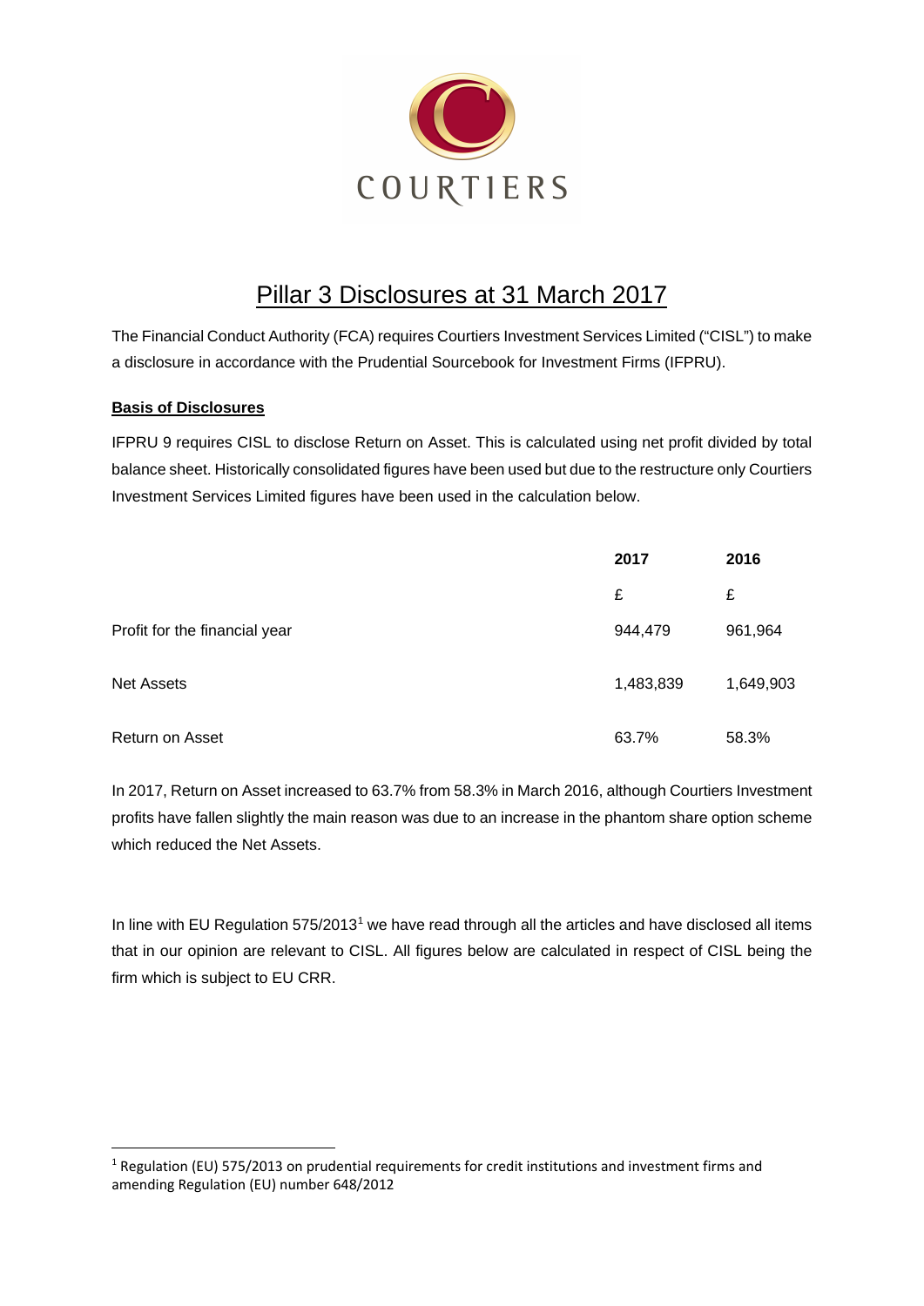COURTIERS

# Pillar 3 Disclosures at 31 March 2017

The Financial Conduct Authority (FCA) requires Courtiers Investment Services Limited ("CISL") to make a disclosure in accordance with the Prudential Sourcebook for Investment Firms (IFPRU).

**Basis of Disclosures**

IFPRU 9 requires CISL to disclose Return on Asset. This is calculated using net profit divided by total balance sheet. Historically consolidated figures have been used but due to the restructure only Courtiers Investment Services Limited figures have been used in the calculation below.

| | 2017 | 2016 |
|---|---|---|
| | £ | £ |
| Profit for the financial year | 944,479 | 961,964 |
| Net Assets | 1,483,839 | 1,649,903 |
| Return on Asset | 63.7% | 58.3% |

In 2017, Return on Asset increased to 63.7% from 58.3% in March 2016, although Courtiers Investment profits have fallen slightly the main reason was due to an increase in the phantom share option scheme which reduced the Net Assets.

In line with EU Regulation 575/2013[1] we have read through all the articles and have disclosed all items that in our opinion are relevant to CISL. All figures below are calculated in respect of CISL being the firm which is subject to EU CRR.

[1] Regulation (EU) 575/2013 on prudential requirements for credit institutions and investment firms and amending Regulation (EU) number 648/2012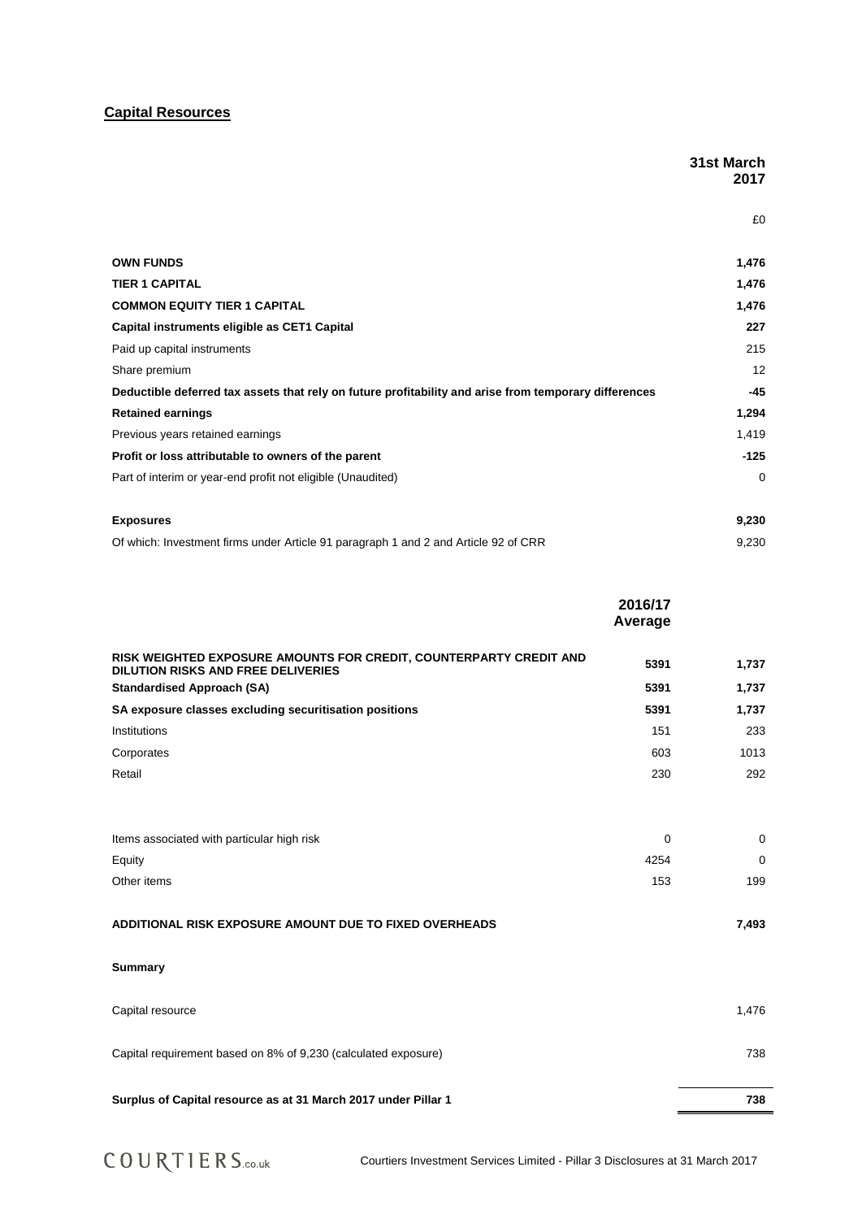## Capital Resources

| | 31st March 2017 |
|---|---|
| | £0 |
| **OWN FUNDS** | **1,476** |
| **TIER 1 CAPITAL** | **1,476** |
| **COMMON EQUITY TIER 1 CAPITAL** | **1,476** |
| **Capital instruments eligible as CET1 Capital** | **227** |
| Paid up capital instruments | 215 |
| Share premium | 12 |
| **Deductible deferred tax assets that rely on future profitability and arise from temporary differences** | **-45** |
| **Retained earnings** | **1,294** |
| Previous years retained earnings | 1,419 |
| **Profit or loss attributable to owners of the parent** | **-125** |
| Part of interim or year-end profit not eligible (Unaudited) | 0 |
| **Exposures** | **9,230** |
| Of which: Investment firms under Article 91 paragraph 1 and 2 and Article 92 of CRR | 9,230 |

| | 2016/17 Average | |
|---|---|---|
| **RISK WEIGHTED EXPOSURE AMOUNTS FOR CREDIT, COUNTERPARTY CREDIT AND DILUTION RISKS AND FREE DELIVERIES** | **5391** | **1,737** |
| **Standardised Approach (SA)** | **5391** | **1,737** |
| **SA exposure classes excluding securitisation positions** | **5391** | **1,737** |
| Institutions | 151 | 233 |
| Corporates | 603 | 1013 |
| Retail | 230 | 292 |
| Items associated with particular high risk | 0 | 0 |
| Equity | 4254 | 0 |
| Other items | 153 | 199 |
| **ADDITIONAL RISK EXPOSURE AMOUNT DUE TO FIXED OVERHEADS** | | **7,493** |

**Summary**

| | |
|---|---|
| Capital resource | 1,476 |
| Capital requirement based on 8% of 9,230 (calculated exposure) | 738 |
| **Surplus of Capital resource as at 31 March 2017 under Pillar 1** | **738** |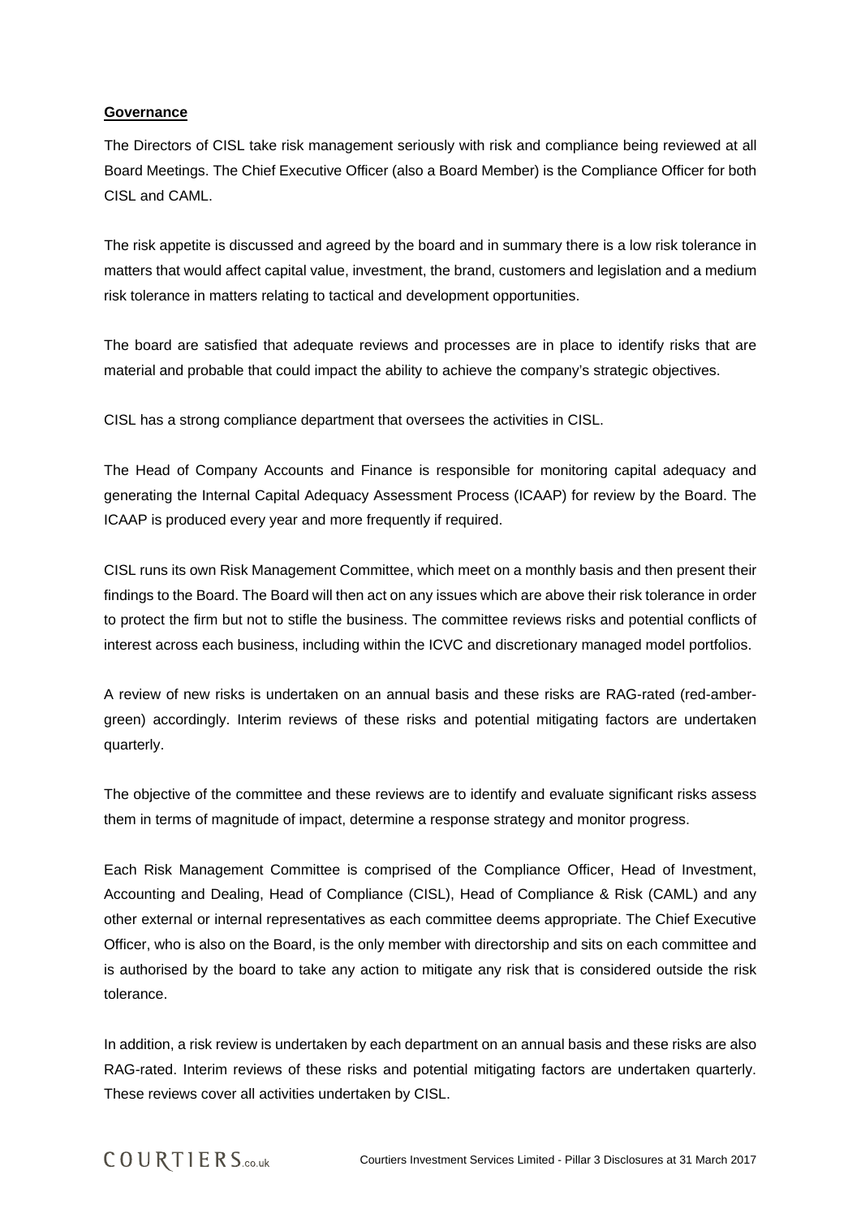**Governance**

The Directors of CISL take risk management seriously with risk and compliance being reviewed at all Board Meetings. The Chief Executive Officer (also a Board Member) is the Compliance Officer for both CISL and CAML.

The risk appetite is discussed and agreed by the board and in summary there is a low risk tolerance in matters that would affect capital value, investment, the brand, customers and legislation and a medium risk tolerance in matters relating to tactical and development opportunities.

The board are satisfied that adequate reviews and processes are in place to identify risks that are material and probable that could impact the ability to achieve the company's strategic objectives.

CISL has a strong compliance department that oversees the activities in CISL.

The Head of Company Accounts and Finance is responsible for monitoring capital adequacy and generating the Internal Capital Adequacy Assessment Process (ICAAP) for review by the Board. The ICAAP is produced every year and more frequently if required.

CISL runs its own Risk Management Committee, which meet on a monthly basis and then present their findings to the Board. The Board will then act on any issues which are above their risk tolerance in order to protect the firm but not to stifle the business. The committee reviews risks and potential conflicts of interest across each business, including within the ICVC and discretionary managed model portfolios.

A review of new risks is undertaken on an annual basis and these risks are RAG-rated (red-amber-green) accordingly. Interim reviews of these risks and potential mitigating factors are undertaken quarterly.

The objective of the committee and these reviews are to identify and evaluate significant risks assess them in terms of magnitude of impact, determine a response strategy and monitor progress.

Each Risk Management Committee is comprised of the Compliance Officer, Head of Investment, Accounting and Dealing, Head of Compliance (CISL), Head of Compliance & Risk (CAML) and any other external or internal representatives as each committee deems appropriate. The Chief Executive Officer, who is also on the Board, is the only member with directorship and sits on each committee and is authorised by the board to take any action to mitigate any risk that is considered outside the risk tolerance.

In addition, a risk review is undertaken by each department on an annual basis and these risks are also RAG-rated. Interim reviews of these risks and potential mitigating factors are undertaken quarterly. These reviews cover all activities undertaken by CISL.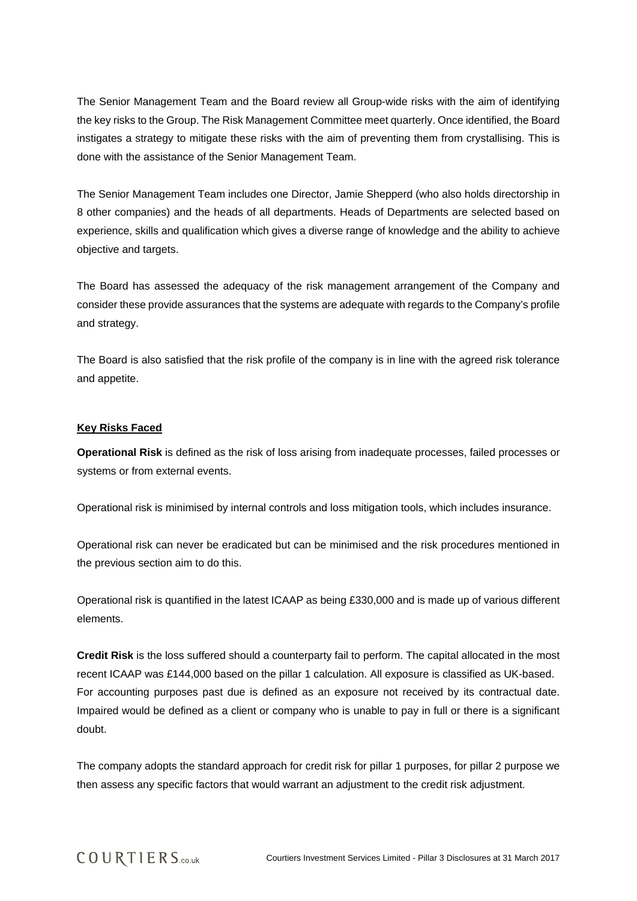The Senior Management Team and the Board review all Group-wide risks with the aim of identifying the key risks to the Group. The Risk Management Committee meet quarterly. Once identified, the Board instigates a strategy to mitigate these risks with the aim of preventing them from crystallising. This is done with the assistance of the Senior Management Team.

The Senior Management Team includes one Director, Jamie Shepperd (who also holds directorship in 8 other companies) and the heads of all departments. Heads of Departments are selected based on experience, skills and qualification which gives a diverse range of knowledge and the ability to achieve objective and targets.

The Board has assessed the adequacy of the risk management arrangement of the Company and consider these provide assurances that the systems are adequate with regards to the Company's profile and strategy.

The Board is also satisfied that the risk profile of the company is in line with the agreed risk tolerance and appetite.

**Key Risks Faced**

**Operational Risk** is defined as the risk of loss arising from inadequate processes, failed processes or systems or from external events.

Operational risk is minimised by internal controls and loss mitigation tools, which includes insurance.

Operational risk can never be eradicated but can be minimised and the risk procedures mentioned in the previous section aim to do this.

Operational risk is quantified in the latest ICAAP as being £330,000 and is made up of various different elements.

**Credit Risk** is the loss suffered should a counterparty fail to perform. The capital allocated in the most recent ICAAP was £144,000 based on the pillar 1 calculation. All exposure is classified as UK-based. For accounting purposes past due is defined as an exposure not received by its contractual date. Impaired would be defined as a client or company who is unable to pay in full or there is a significant doubt.

The company adopts the standard approach for credit risk for pillar 1 purposes, for pillar 2 purpose we then assess any specific factors that would warrant an adjustment to the credit risk adjustment.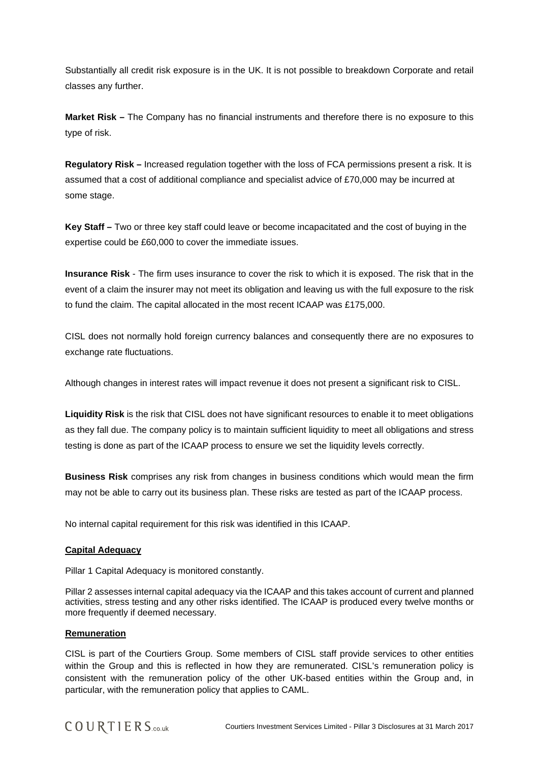Substantially all credit risk exposure is in the UK. It is not possible to breakdown Corporate and retail classes any further.

**Market Risk –** The Company has no financial instruments and therefore there is no exposure to this type of risk.

**Regulatory Risk –** Increased regulation together with the loss of FCA permissions present a risk. It is assumed that a cost of additional compliance and specialist advice of £70,000 may be incurred at some stage.

**Key Staff –** Two or three key staff could leave or become incapacitated and the cost of buying in the expertise could be £60,000 to cover the immediate issues.

**Insurance Risk** - The firm uses insurance to cover the risk to which it is exposed. The risk that in the event of a claim the insurer may not meet its obligation and leaving us with the full exposure to the risk to fund the claim. The capital allocated in the most recent ICAAP was £175,000.

CISL does not normally hold foreign currency balances and consequently there are no exposures to exchange rate fluctuations.

Although changes in interest rates will impact revenue it does not present a significant risk to CISL.

**Liquidity Risk** is the risk that CISL does not have significant resources to enable it to meet obligations as they fall due. The company policy is to maintain sufficient liquidity to meet all obligations and stress testing is done as part of the ICAAP process to ensure we set the liquidity levels correctly.

**Business Risk** comprises any risk from changes in business conditions which would mean the firm may not be able to carry out its business plan. These risks are tested as part of the ICAAP process.

No internal capital requirement for this risk was identified in this ICAAP.

**Capital Adequacy**

Pillar 1 Capital Adequacy is monitored constantly.

Pillar 2 assesses internal capital adequacy via the ICAAP and this takes account of current and planned activities, stress testing and any other risks identified. The ICAAP is produced every twelve months or more frequently if deemed necessary.

**Remuneration**

CISL is part of the Courtiers Group. Some members of CISL staff provide services to other entities within the Group and this is reflected in how they are remunerated. CISL's remuneration policy is consistent with the remuneration policy of the other UK-based entities within the Group and, in particular, with the remuneration policy that applies to CAML.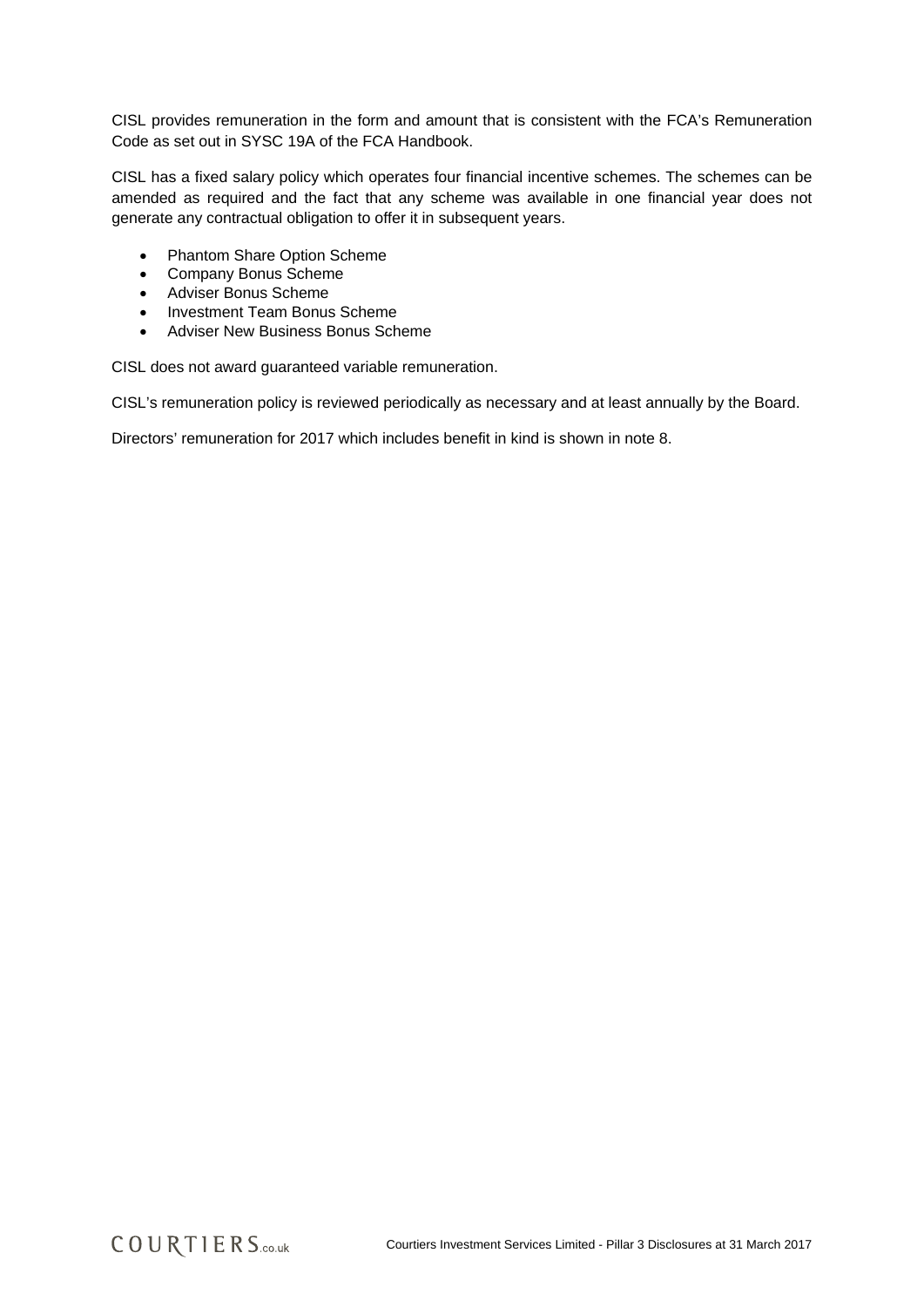CISL provides remuneration in the form and amount that is consistent with the FCA's Remuneration Code as set out in SYSC 19A of the FCA Handbook.

CISL has a fixed salary policy which operates four financial incentive schemes. The schemes can be amended as required and the fact that any scheme was available in one financial year does not generate any contractual obligation to offer it in subsequent years.

- Phantom Share Option Scheme
- Company Bonus Scheme
- Adviser Bonus Scheme
- Investment Team Bonus Scheme
- Adviser New Business Bonus Scheme

CISL does not award guaranteed variable remuneration.

CISL's remuneration policy is reviewed periodically as necessary and at least annually by the Board.

Directors' remuneration for 2017 which includes benefit in kind is shown in note 8.